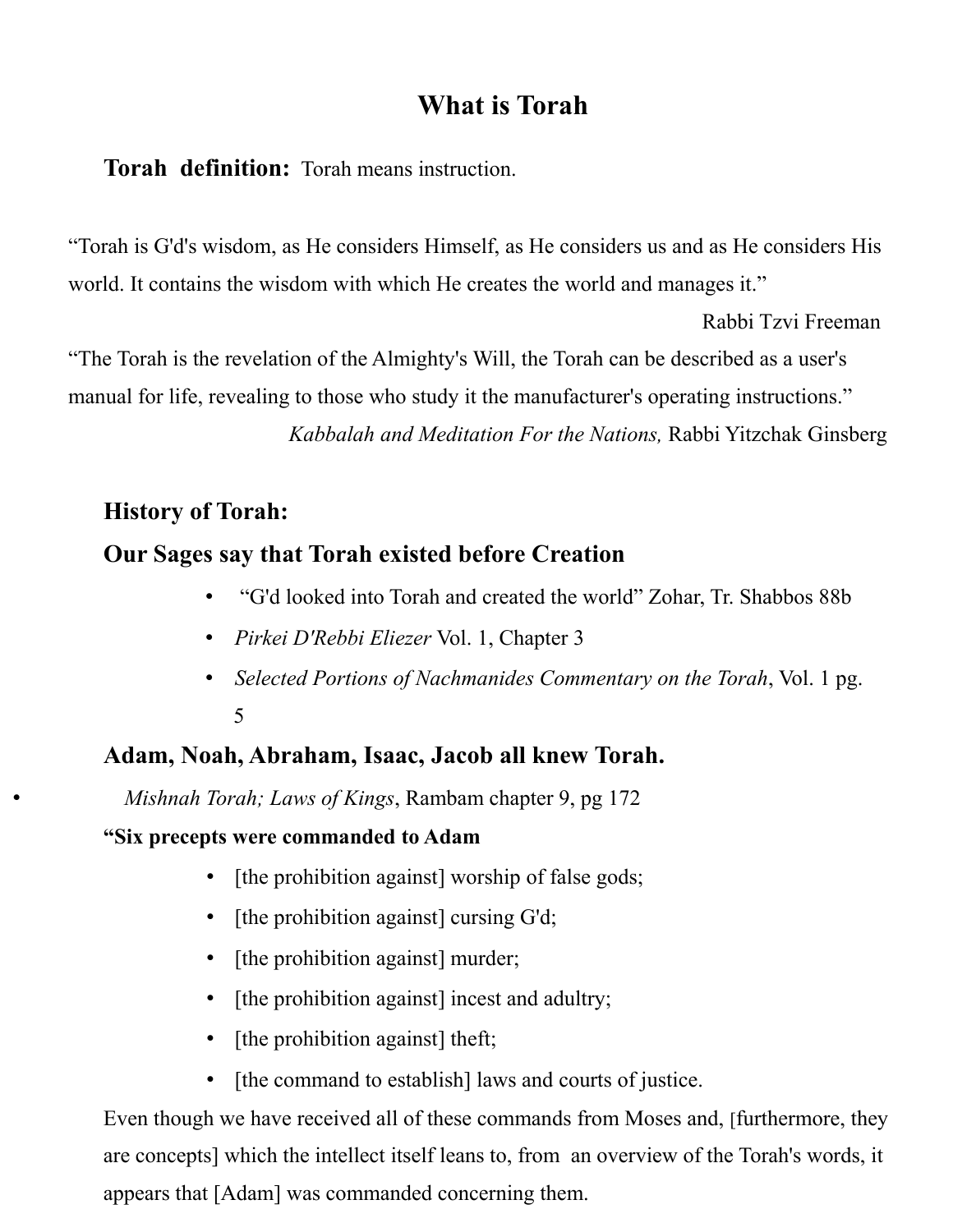# What is Torah

**Torah definition:** Torah means instruction.

"Torah is G'd's wisdom, as He considers Himself, as He considers us and as He considers His world. It contains the wisdom with which He creates the world and manages it."

Rabbi Tzvi Freeman

"The Torah is the revelation of the Almighty's Will, the Torah can be described as a user's manual for life, revealing to those who study it the manufacturer's operating instructions."

*Kabbalah and Meditation For the Nations,* Rabbi Yitzchak Ginsberg

## History of Torah:

## Our Sages say that Torah existed before Creation

- "G'd looked into Torah and created the world" Zohar, Tr. Shabbos 88b
- *Pirkei D'Rebbi Eliezer* Vol. 1, Chapter 3
- *Selected Portions of Nachmanides Commentary on the Torah*, Vol. 1 pg. 5

## Adam, Noah, Abraham, Isaac, Jacob all knew Torah.

- *Mishnah Torah; Laws of Kings*, Rambam chapter 9, pg 172

**"Six precepts were commanded to Adam**

- [the prohibition against] worship of false gods;
- [the prohibition against] cursing G'd;
- [the prohibition against] murder;
- [the prohibition against] incest and adultry;
- [the prohibition against] theft;
- [the command to establish] laws and courts of justice.

Even though we have received all of these commands from Moses and, [furthermore, they are concepts] which the intellect itself leans to, from an overview of the Torah's words, it appears that [Adam] was commanded concerning them.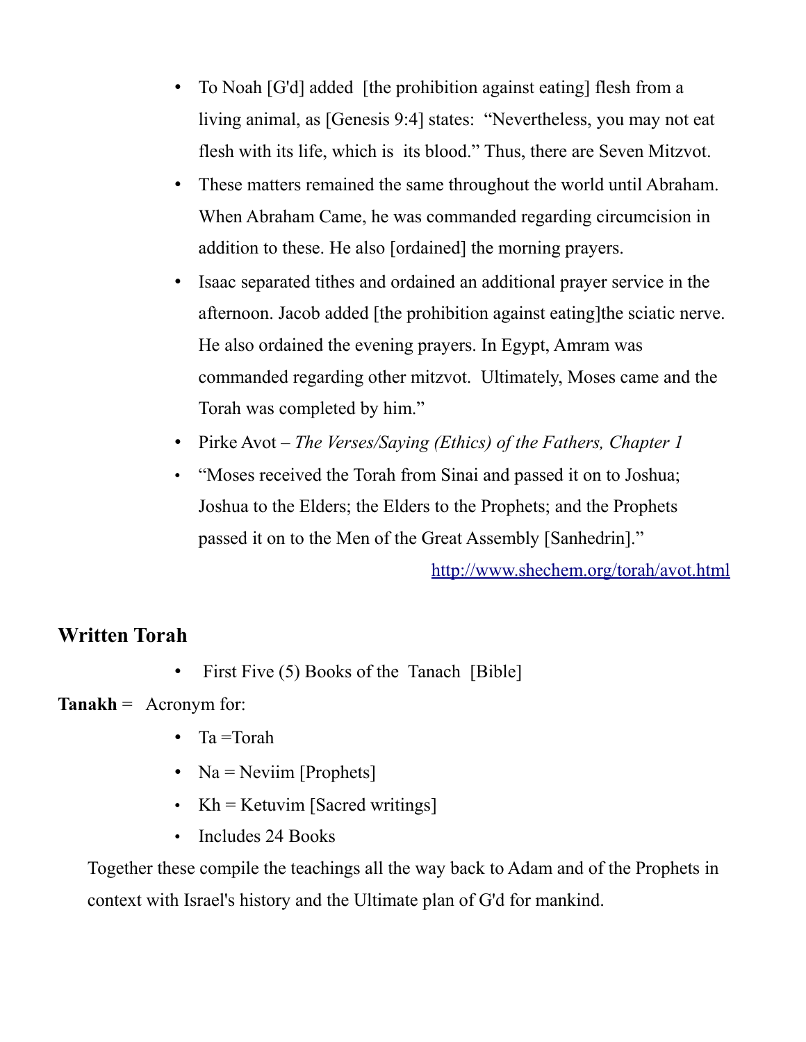- To Noah [G'd] added [the prohibition against eating] flesh from a living animal, as [Genesis 9:4] states: "Nevertheless, you may not eat flesh with its life, which is its blood." Thus, there are Seven Mitzvot.
- These matters remained the same throughout the world until Abraham. When Abraham Came, he was commanded regarding circumcision in addition to these. He also [ordained] the morning prayers.
- Isaac separated tithes and ordained an additional prayer service in the afternoon. Jacob added [the prohibition against eating]the sciatic nerve. He also ordained the evening prayers. In Egypt, Amram was commanded regarding other mitzvot. Ultimately, Moses came and the Torah was completed by him."
- Pirke Avot – *The Verses/Saying (Ethics) of the Fathers, Chapter 1*
- "Moses received the Torah from Sinai and passed it on to Joshua; Joshua to the Elders; the Elders to the Prophets; and the Prophets passed it on to the Men of the Great Assembly [Sanhedrin]."

http://www.shechem.org/torah/avot.html

## Written Torah

- First Five (5) Books of the Tanach [Bible]

**Tanakh** = Acronym for:

- Ta =Torah
- Na = Neviim [Prophets]
- Kh = Ketuvim [Sacred writings]
- Includes 24 Books

Together these compile the teachings all the way back to Adam and of the Prophets in context with Israel's history and the Ultimate plan of G'd for mankind.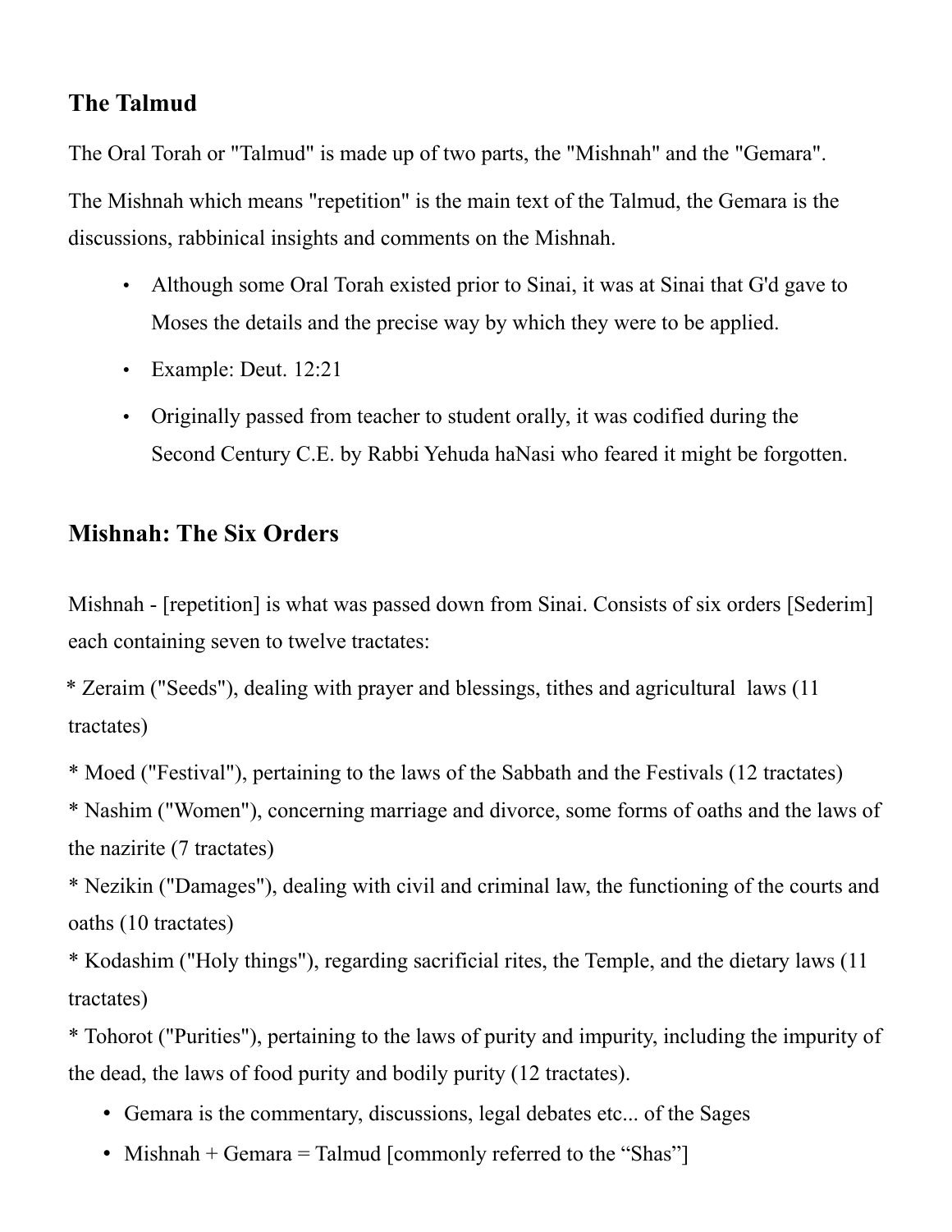## The Talmud

The Oral Torah or "Talmud" is made up of two parts, the "Mishnah" and the "Gemara".

The Mishnah which means "repetition" is the main text of the Talmud, the Gemara is the discussions, rabbinical insights and comments on the Mishnah.

- Although some Oral Torah existed prior to Sinai, it was at Sinai that G'd gave to Moses the details and the precise way by which they were to be applied.
- Example: Deut. 12:21
- Originally passed from teacher to student orally, it was codified during the Second Century C.E. by Rabbi Yehuda haNasi who feared it might be forgotten.

## Mishnah: The Six Orders

Mishnah - [repetition] is what was passed down from Sinai. Consists of six orders [Sederim] each containing seven to twelve tractates:

* Zeraim ("Seeds"), dealing with prayer and blessings, tithes and agricultural laws (11 tractates)

* Moed ("Festival"), pertaining to the laws of the Sabbath and the Festivals (12 tractates)
* Nashim ("Women"), concerning marriage and divorce, some forms of oaths and the laws of the nazirite (7 tractates)
* Nezikin ("Damages"), dealing with civil and criminal law, the functioning of the courts and oaths (10 tractates)
* Kodashim ("Holy things"), regarding sacrificial rites, the Temple, and the dietary laws (11 tractates)
* Tohorot ("Purities"), pertaining to the laws of purity and impurity, including the impurity of the dead, the laws of food purity and bodily purity (12 tractates).

- Gemara is the commentary, discussions, legal debates etc... of the Sages
- Mishnah + Gemara = Talmud [commonly referred to the "Shas"]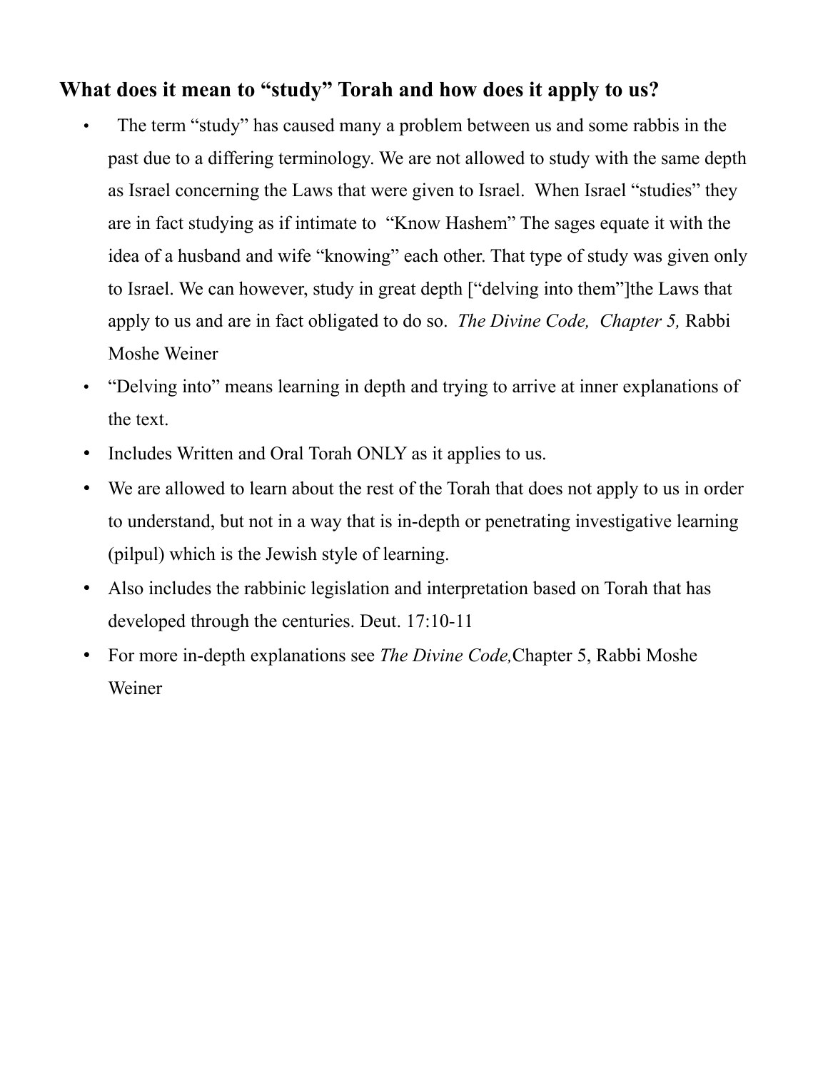**What does it mean to "study" Torah and how does it apply to us?**

- The term "study" has caused many a problem between us and some rabbis in the past due to a differing terminology. We are not allowed to study with the same depth as Israel concerning the Laws that were given to Israel. When Israel "studies" they are in fact studying as if intimate to "Know Hashem" The sages equate it with the idea of a husband and wife "knowing" each other. That type of study was given only to Israel. We can however, study in great depth ["delving into them"]the Laws that apply to us and are in fact obligated to do so. *The Divine Code, Chapter 5,* Rabbi Moshe Weiner
- "Delving into" means learning in depth and trying to arrive at inner explanations of the text.
- Includes Written and Oral Torah ONLY as it applies to us.
- We are allowed to learn about the rest of the Torah that does not apply to us in order to understand, but not in a way that is in-depth or penetrating investigative learning (pilpul) which is the Jewish style of learning.
- Also includes the rabbinic legislation and interpretation based on Torah that has developed through the centuries. Deut. 17:10-11
- For more in-depth explanations see *The Divine Code,*Chapter 5, Rabbi Moshe Weiner